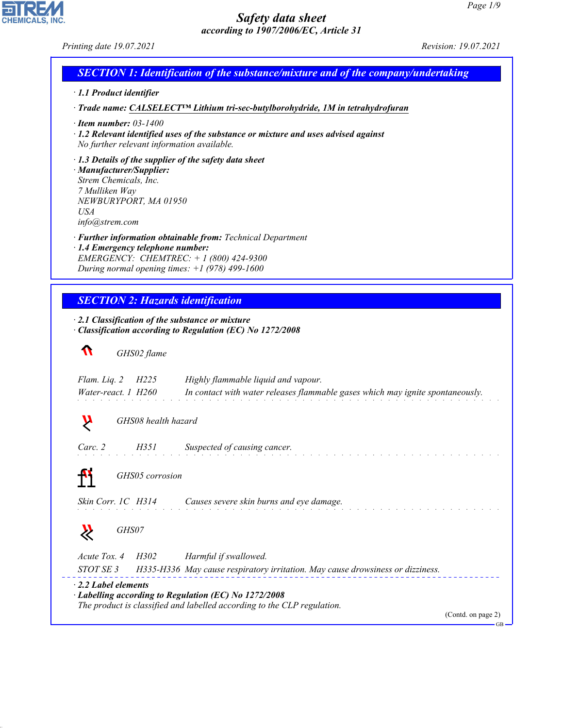# Safety data sheet
*according to 1907/2006/EC, Article 31*

Printing date 19.07.2021 Revision: 19.07.2021

## SECTION 1: Identification of the substance/mixture and of the company/undertaking

· **1.1 Product identifier**

· **Trade name: CALSELECT™ Lithium tri-sec-butylborohydride, 1M in tetrahydrofuran**

· **Item number:** 03-1400

· **1.2 Relevant identified uses of the substance or mixture and uses advised against**
No further relevant information available.

· **1.3 Details of the supplier of the safety data sheet**

· **Manufacturer/Supplier:**
Strem Chemicals, Inc.
7 Mulliken Way
NEWBURYPORT, MA 01950
USA
info@strem.com

· **Further information obtainable from:** Technical Department

· **1.4 Emergency telephone number:**
EMERGENCY: CHEMTREC: + 1 (800) 424-9300
During normal opening times: +1 (978) 499-1600

## SECTION 2: Hazards identification

· **2.1 Classification of the substance or mixture**

· **Classification according to Regulation (EC) No 1272/2008**

GHS02 flame

| | | |
|---|---|---|
| Flam. Liq. 2 | H225 | Highly flammable liquid and vapour. |
| Water-react. 1 | H260 | In contact with water releases flammable gases which may ignite spontaneously. |

GHS08 health hazard

| | | |
|---|---|---|
| Carc. 2 | H351 | Suspected of causing cancer. |

GHS05 corrosion

| | | |
|---|---|---|
| Skin Corr. 1C | H314 | Causes severe skin burns and eye damage. |

GHS07

| | | |
|---|---|---|
| Acute Tox. 4 | H302 | Harmful if swallowed. |
| STOT SE 3 | H335-H336 | May cause respiratory irritation. May cause drowsiness or dizziness. |

· **2.2 Label elements**

· **Labelling according to Regulation (EC) No 1272/2008**
The product is classified and labelled according to the CLP regulation.

(Contd. on page 2)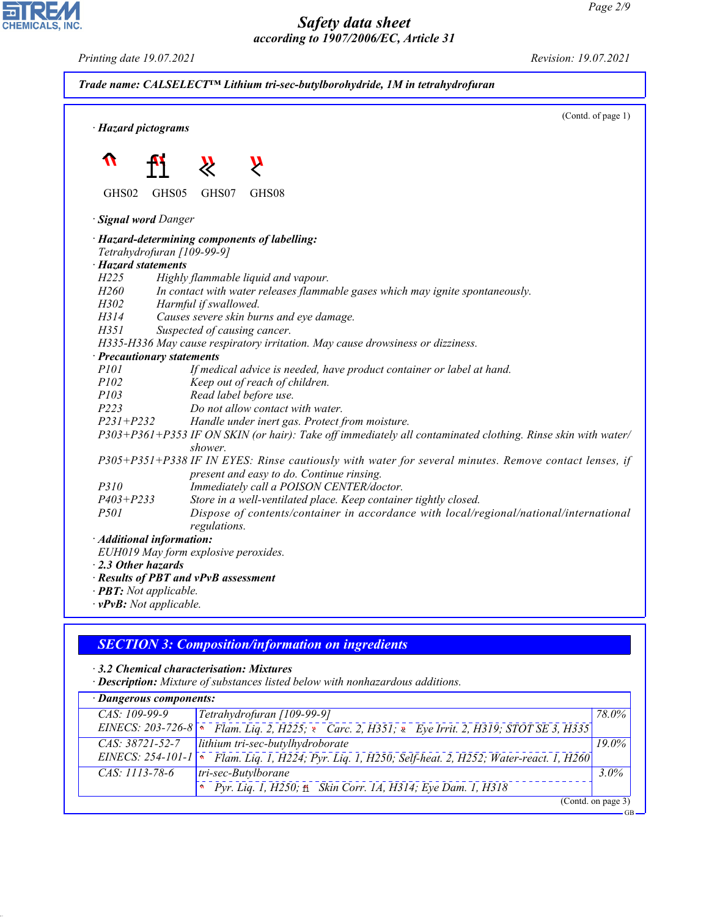Trade name: CALSELECT™ Lithium tri-sec-butylborohydride, 1M in tetrahydrofuran

(Contd. of page 1)

· **Hazard pictograms**

GHS02 GHS05 GHS07 GHS08

· **Signal word** Danger

· **Hazard-determining components of labelling:**
Tetrahydrofuran [109-99-9]

· **Hazard statements**

H225 Highly flammable liquid and vapour.
H260 In contact with water releases flammable gases which may ignite spontaneously.
H302 Harmful if swallowed.
H314 Causes severe skin burns and eye damage.
H351 Suspected of causing cancer.
H335-H336 May cause respiratory irritation. May cause drowsiness or dizziness.

· **Precautionary statements**

P101 If medical advice is needed, have product container or label at hand.
P102 Keep out of reach of children.
P103 Read label before use.
P223 Do not allow contact with water.
P231+P232 Handle under inert gas. Protect from moisture.
P303+P361+P353 IF ON SKIN (or hair): Take off immediately all contaminated clothing. Rinse skin with water/shower.
P305+P351+P338 IF IN EYES: Rinse cautiously with water for several minutes. Remove contact lenses, if present and easy to do. Continue rinsing.
P310 Immediately call a POISON CENTER/doctor.
P403+P233 Store in a well-ventilated place. Keep container tightly closed.
P501 Dispose of contents/container in accordance with local/regional/national/international regulations.

· **Additional information:**
EUH019 May form explosive peroxides.

· **2.3 Other hazards**

· **Results of PBT and vPvB assessment**

· **PBT:** Not applicable.

· **vPvB:** Not applicable.

## SECTION 3: Composition/information on ingredients

· **3.2 Chemical characterisation: Mixtures**

· **Description:** Mixture of substances listed below with nonhazardous additions.

· **Dangerous components:**

| | | |
|---|---|---|
| CAS: 109-99-9<br>EINECS: 203-726-8 | Tetrahydrofuran [109-99-9]<br>Flam. Liq. 2, H225; Carc. 2, H351; Eye Irrit. 2, H319; STOT SE 3, H335 | 78.0% |
| CAS: 38721-52-7<br>EINECS: 254-101-1 | lithium tri-sec-butylhydroborate<br>Flam. Liq. 1, H224; Pyr. Liq. 1, H250; Self-heat. 2, H252; Water-react. 1, H260 | 19.0% |
| CAS: 1113-78-6 | tri-sec-Butylborane<br>Pyr. Liq. 1, H250; Skin Corr. 1A, H314; Eye Dam. 1, H318 | 3.0% |

(Contd. on page 3)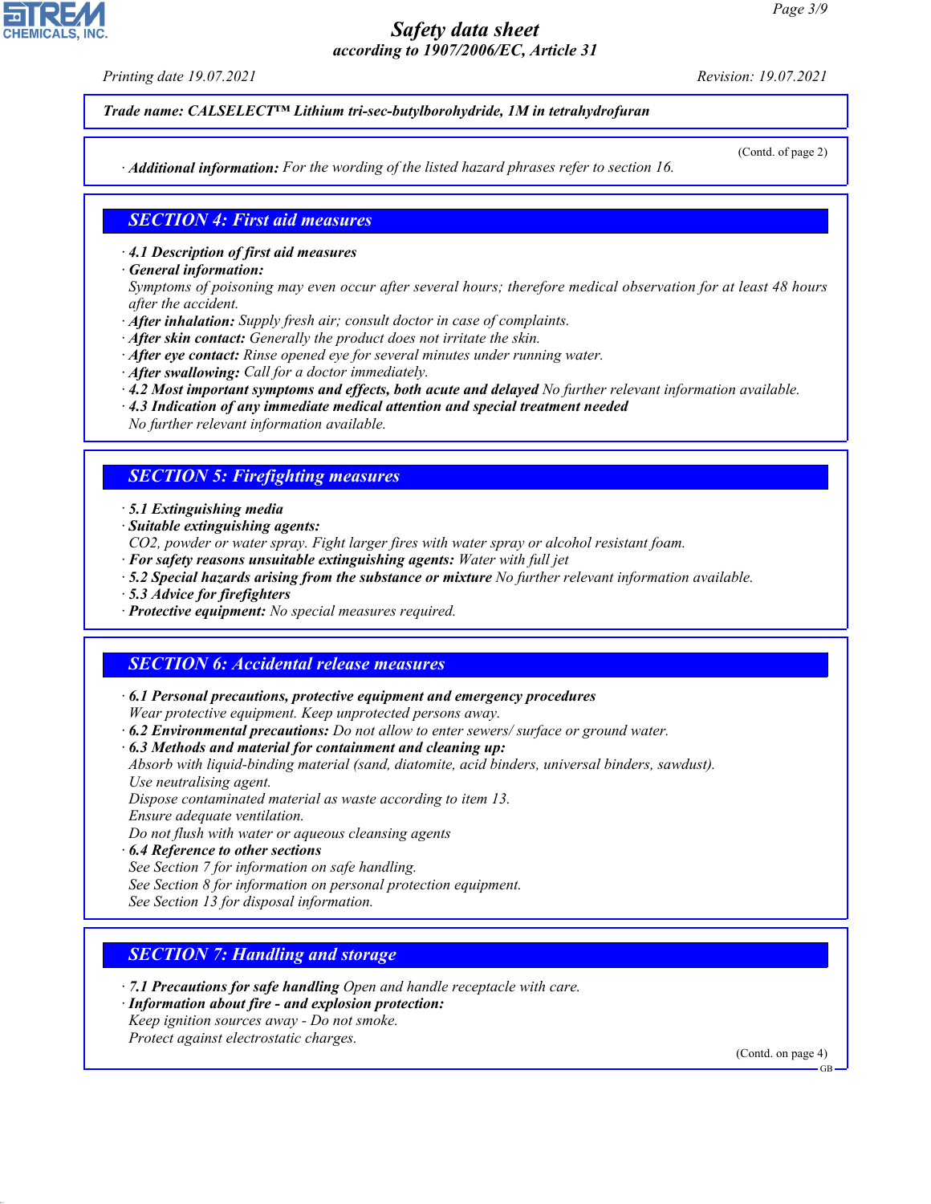**Trade name: CALSELECT™ Lithium tri-sec-butylborohydride, 1M in tetrahydrofuran**

(Contd. of page 2)

· **Additional information:** For the wording of the listed hazard phrases refer to section 16.

## SECTION 4: First aid measures

· **4.1 Description of first aid measures**
· **General information:**
Symptoms of poisoning may even occur after several hours; therefore medical observation for at least 48 hours after the accident.
· **After inhalation:** Supply fresh air; consult doctor in case of complaints.
· **After skin contact:** Generally the product does not irritate the skin.
· **After eye contact:** Rinse opened eye for several minutes under running water.
· **After swallowing:** Call for a doctor immediately.
· **4.2 Most important symptoms and effects, both acute and delayed** No further relevant information available.
· **4.3 Indication of any immediate medical attention and special treatment needed**
No further relevant information available.

## SECTION 5: Firefighting measures

· **5.1 Extinguishing media**
· **Suitable extinguishing agents:**
$CO_2$, powder or water spray. Fight larger fires with water spray or alcohol resistant foam.
· **For safety reasons unsuitable extinguishing agents:** Water with full jet
· **5.2 Special hazards arising from the substance or mixture** No further relevant information available.
· **5.3 Advice for firefighters**
· **Protective equipment:** No special measures required.

## SECTION 6: Accidental release measures

· **6.1 Personal precautions, protective equipment and emergency procedures**
Wear protective equipment. Keep unprotected persons away.
· **6.2 Environmental precautions:** Do not allow to enter sewers/ surface or ground water.
· **6.3 Methods and material for containment and cleaning up:**
Absorb with liquid-binding material (sand, diatomite, acid binders, universal binders, sawdust).
Use neutralising agent.
Dispose contaminated material as waste according to item 13.
Ensure adequate ventilation.
Do not flush with water or aqueous cleansing agents
· **6.4 Reference to other sections**
See Section 7 for information on safe handling.
See Section 8 for information on personal protection equipment.
See Section 13 for disposal information.

## SECTION 7: Handling and storage

· **7.1 Precautions for safe handling** Open and handle receptacle with care.
· **Information about fire - and explosion protection:**
Keep ignition sources away - Do not smoke.
Protect against electrostatic charges.

(Contd. on page 4)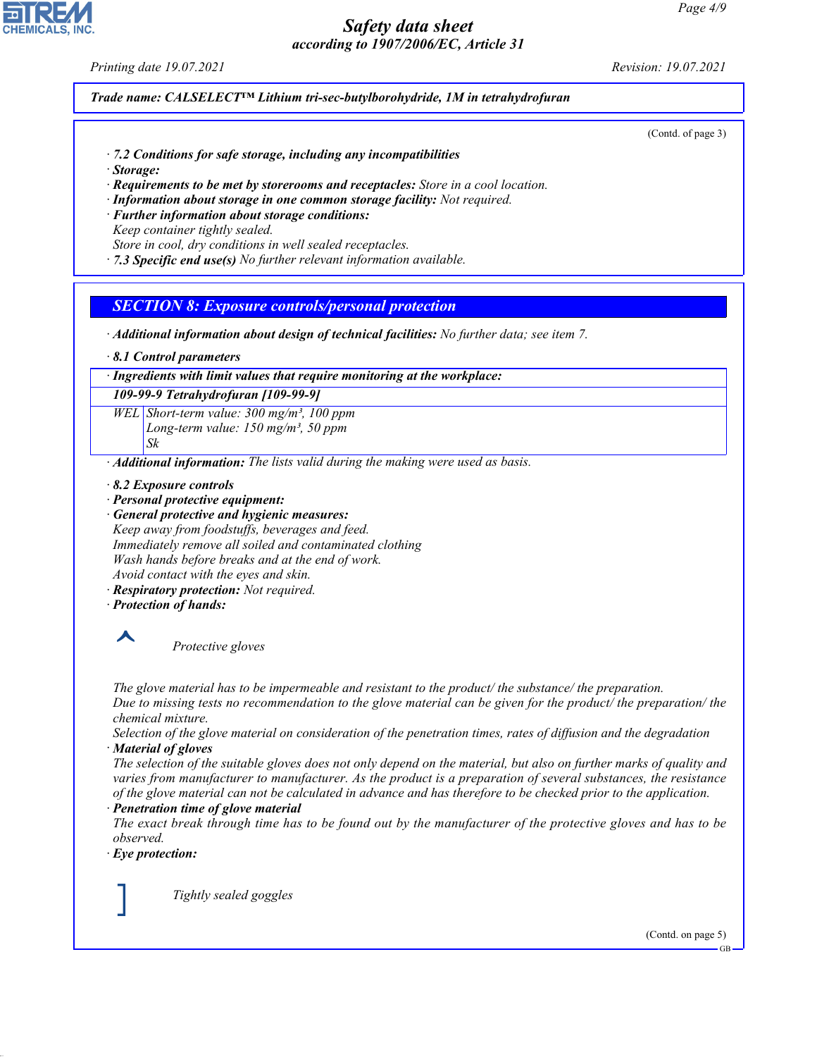**Trade name: CALSELECT™ Lithium tri-sec-butylborohydride, 1M in tetrahydrofuran**

(Contd. of page 3)

· **7.2 Conditions for safe storage, including any incompatibilities**
· **Storage:**
· **Requirements to be met by storerooms and receptacles:** Store in a cool location.
· **Information about storage in one common storage facility:** Not required.
· **Further information about storage conditions:**
Keep container tightly sealed.
Store in cool, dry conditions in well sealed receptacles.
· **7.3 Specific end use(s)** No further relevant information available.

## SECTION 8: Exposure controls/personal protection

· **Additional information about design of technical facilities:** No further data; see item 7.

· **8.1 Control parameters**

| · Ingredients with limit values that require monitoring at the workplace: | |
|---|---|
| **109-99-9 Tetrahydrofuran [109-99-9]** | |
| WEL | Short-term value: 300 mg/m³, 100 ppm<br>Long-term value: 150 mg/m³, 50 ppm<br>Sk |

· **Additional information:** The lists valid during the making were used as basis.

· **8.2 Exposure controls**
· **Personal protective equipment:**
· **General protective and hygienic measures:**
Keep away from foodstuffs, beverages and feed.
Immediately remove all soiled and contaminated clothing
Wash hands before breaks and at the end of work.
Avoid contact with the eyes and skin.
· **Respiratory protection:** Not required.
· **Protection of hands:**

Protective gloves

The glove material has to be impermeable and resistant to the product/ the substance/ the preparation.
Due to missing tests no recommendation to the glove material can be given for the product/ the preparation/ the chemical mixture.
Selection of the glove material on consideration of the penetration times, rates of diffusion and the degradation
· **Material of gloves**
The selection of the suitable gloves does not only depend on the material, but also on further marks of quality and varies from manufacturer to manufacturer. As the product is a preparation of several substances, the resistance of the glove material can not be calculated in advance and has therefore to be checked prior to the application.
· **Penetration time of glove material**
The exact break through time has to be found out by the manufacturer of the protective gloves and has to be observed.
· **Eye protection:**

Tightly sealed goggles

(Contd. on page 5)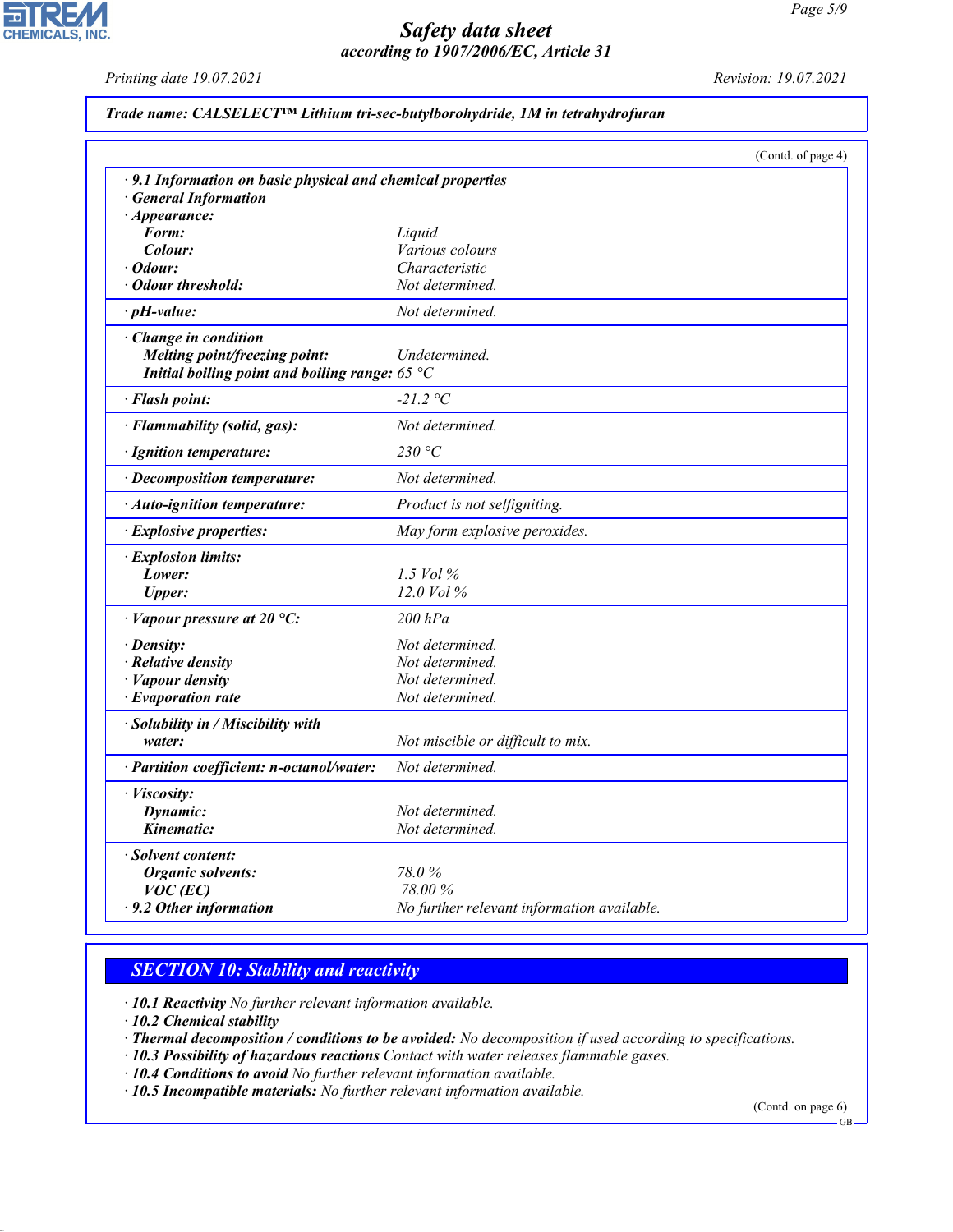**Trade name: CALSELECT™ Lithium tri-sec-butylborohydride, 1M in tetrahydrofuran**

(Contd. of page 4)

**· 9.1 Information on basic physical and chemical properties**

**· General Information**

| Property | Value |
|---|---|
| **· Appearance:** | |
| **Form:** | Liquid |
| **Colour:** | Various colours |
| **· Odour:** | Characteristic |
| **· Odour threshold:** | Not determined. |
| **· pH-value:** | Not determined. |
| **· Change in condition** | |
| **Melting point/freezing point:** | Undetermined. |
| **Initial boiling point and boiling range:** | 65 °C |
| **· Flash point:** | -21.2 °C |
| **· Flammability (solid, gas):** | Not determined. |
| **· Ignition temperature:** | 230 °C |
| **· Decomposition temperature:** | Not determined. |
| **· Auto-ignition temperature:** | Product is not selfigniting. |
| **· Explosive properties:** | May form explosive peroxides. |
| **· Explosion limits:** | |
| **Lower:** | 1.5 Vol % |
| **Upper:** | 12.0 Vol % |
| **· Vapour pressure at 20 °C:** | 200 hPa |
| **· Density:** | Not determined. |
| **· Relative density** | Not determined. |
| **· Vapour density** | Not determined. |
| **· Evaporation rate** | Not determined. |
| **· Solubility in / Miscibility with** | |
| **water:** | Not miscible or difficult to mix. |
| **· Partition coefficient: n-octanol/water:** | Not determined. |
| **· Viscosity:** | |
| **Dynamic:** | Not determined. |
| **Kinematic:** | Not determined. |
| **· Solvent content:** | |
| **Organic solvents:** | 78.0 % |
| **VOC (EC)** | 78.00 % |
| **· 9.2 Other information** | No further relevant information available. |

## SECTION 10: Stability and reactivity

- **10.1 Reactivity** No further relevant information available.
- **10.2 Chemical stability**
- **Thermal decomposition / conditions to be avoided:** No decomposition if used according to specifications.
- **10.3 Possibility of hazardous reactions** Contact with water releases flammable gases.
- **10.4 Conditions to avoid** No further relevant information available.
- **10.5 Incompatible materials:** No further relevant information available.

(Contd. on page 6)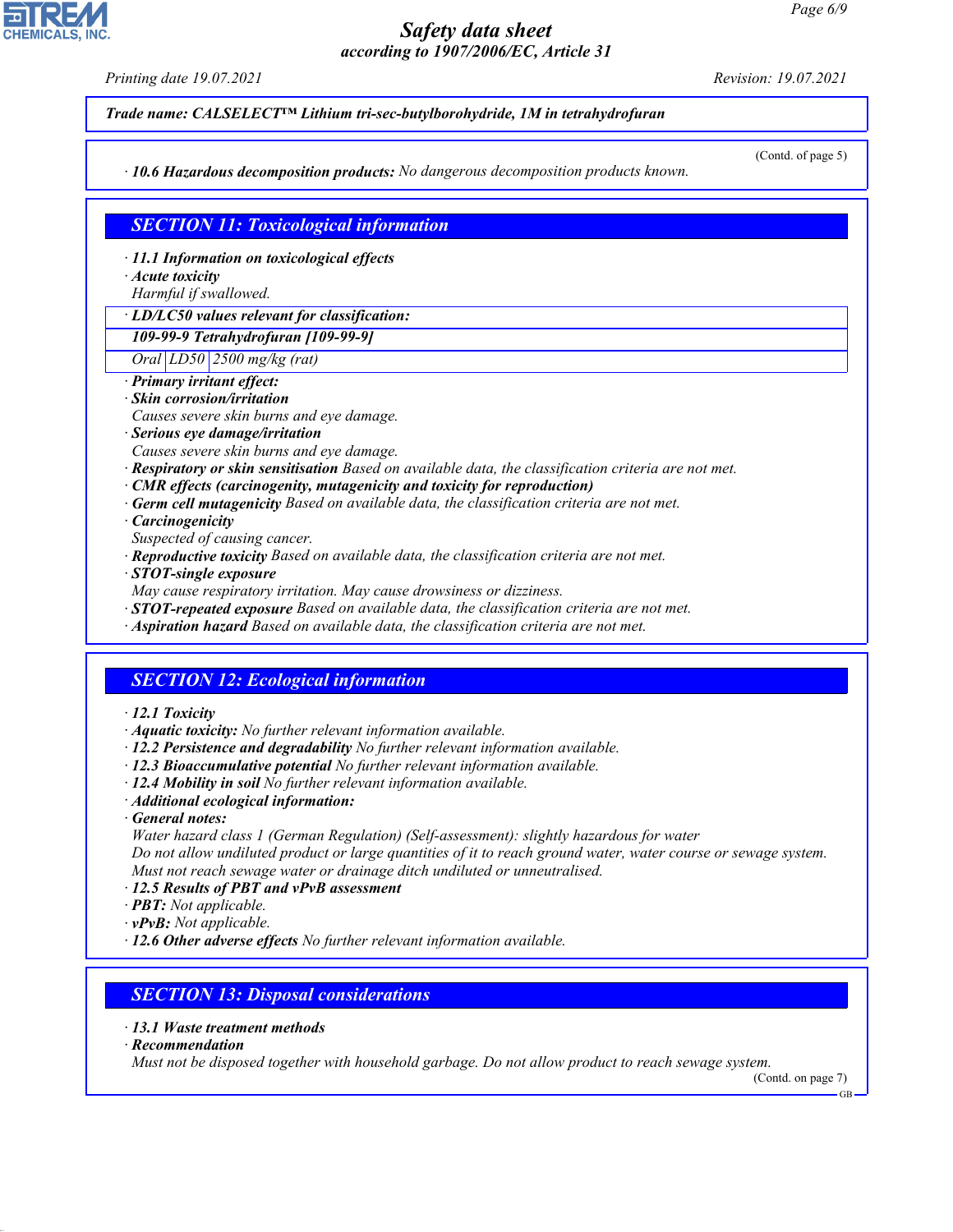Trade name: CALSELECT™ Lithium tri-sec-butylborohydride, 1M in tetrahydrofuran

(Contd. of page 5)

· **10.6 Hazardous decomposition products:** No dangerous decomposition products known.

## SECTION 11: Toxicological information

· **11.1 Information on toxicological effects**
· **Acute toxicity**
Harmful if swallowed.

| · LD/LC50 values relevant for classification: | | |
|---|---|---|
| **109-99-9 Tetrahydrofuran [109-99-9]** | | |
| Oral | LD50 | 2500 mg/kg (rat) |

· **Primary irritant effect:**
· **Skin corrosion/irritation**
Causes severe skin burns and eye damage.
· **Serious eye damage/irritation**
Causes severe skin burns and eye damage.
· **Respiratory or skin sensitisation** Based on available data, the classification criteria are not met.
· **CMR effects (carcinogenity, mutagenicity and toxicity for reproduction)**
· **Germ cell mutagenicity** Based on available data, the classification criteria are not met.
· **Carcinogenicity**
Suspected of causing cancer.
· **Reproductive toxicity** Based on available data, the classification criteria are not met.
· **STOT-single exposure**
May cause respiratory irritation. May cause drowsiness or dizziness.
· **STOT-repeated exposure** Based on available data, the classification criteria are not met.
· **Aspiration hazard** Based on available data, the classification criteria are not met.

## SECTION 12: Ecological information

· **12.1 Toxicity**
· **Aquatic toxicity:** No further relevant information available.
· **12.2 Persistence and degradability** No further relevant information available.
· **12.3 Bioaccumulative potential** No further relevant information available.
· **12.4 Mobility in soil** No further relevant information available.
· **Additional ecological information:**
· **General notes:**
Water hazard class 1 (German Regulation) (Self-assessment): slightly hazardous for water
Do not allow undiluted product or large quantities of it to reach ground water, water course or sewage system.
Must not reach sewage water or drainage ditch undiluted or unneutralised.
· **12.5 Results of PBT and vPvB assessment**
· **PBT:** Not applicable.
· **vPvB:** Not applicable.
· **12.6 Other adverse effects** No further relevant information available.

## SECTION 13: Disposal considerations

· **13.1 Waste treatment methods**
· **Recommendation**
Must not be disposed together with household garbage. Do not allow product to reach sewage system.

(Contd. on page 7)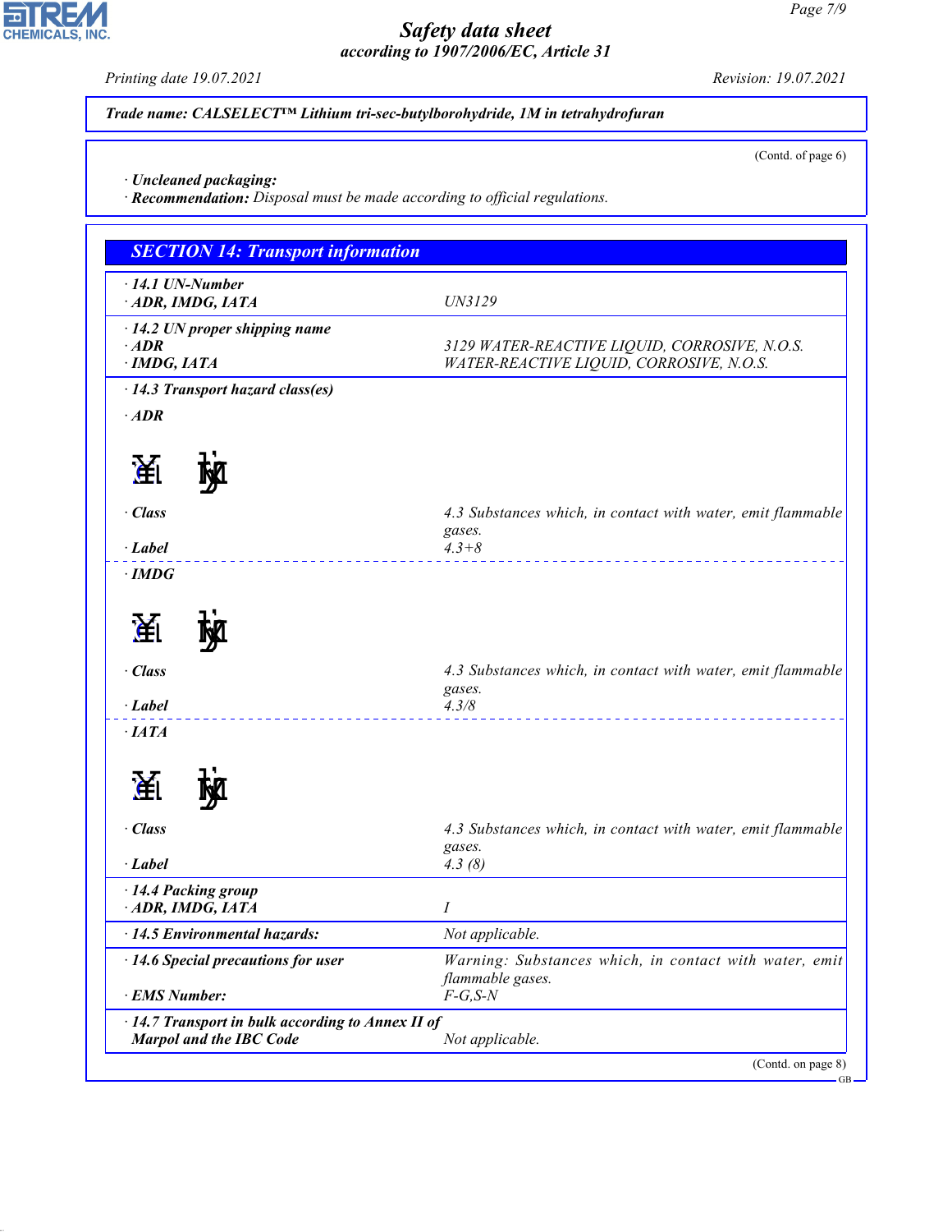Trade name: CALSELECT™ Lithium tri-sec-butylborohydride, 1M in tetrahydrofuran

(Contd. of page 6)

· **Uncleaned packaging:**
· **Recommendation:** Disposal must be made according to official regulations.

## SECTION 14: Transport information

| | |
|---|---|
| · **14.1 UN-Number** | |
| · **ADR, IMDG, IATA** | UN3129 |
| · **14.2 UN proper shipping name** | |
| · **ADR** | 3129 WATER-REACTIVE LIQUID, CORROSIVE, N.O.S. |
| · **IMDG, IATA** | WATER-REACTIVE LIQUID, CORROSIVE, N.O.S. |
| · **14.3 Transport hazard class(es)** | |
| · **ADR** | |
| · **Class** | 4.3 Substances which, in contact with water, emit flammable gases. |
| · **Label** | 4.3+8 |
| · **IMDG** | |
| · **Class** | 4.3 Substances which, in contact with water, emit flammable gases. |
| · **Label** | 4.3/8 |
| · **IATA** | |
| · **Class** | 4.3 Substances which, in contact with water, emit flammable gases. |
| · **Label** | 4.3 (8) |
| · **14.4 Packing group** | |
| · **ADR, IMDG, IATA** | I |
| · **14.5 Environmental hazards:** | Not applicable. |
| · **14.6 Special precautions for user** | Warning: Substances which, in contact with water, emit flammable gases. |
| · **EMS Number:** | F-G,S-N |
| · **14.7 Transport in bulk according to Annex II of Marpol and the IBC Code** | Not applicable. |

(Contd. on page 8)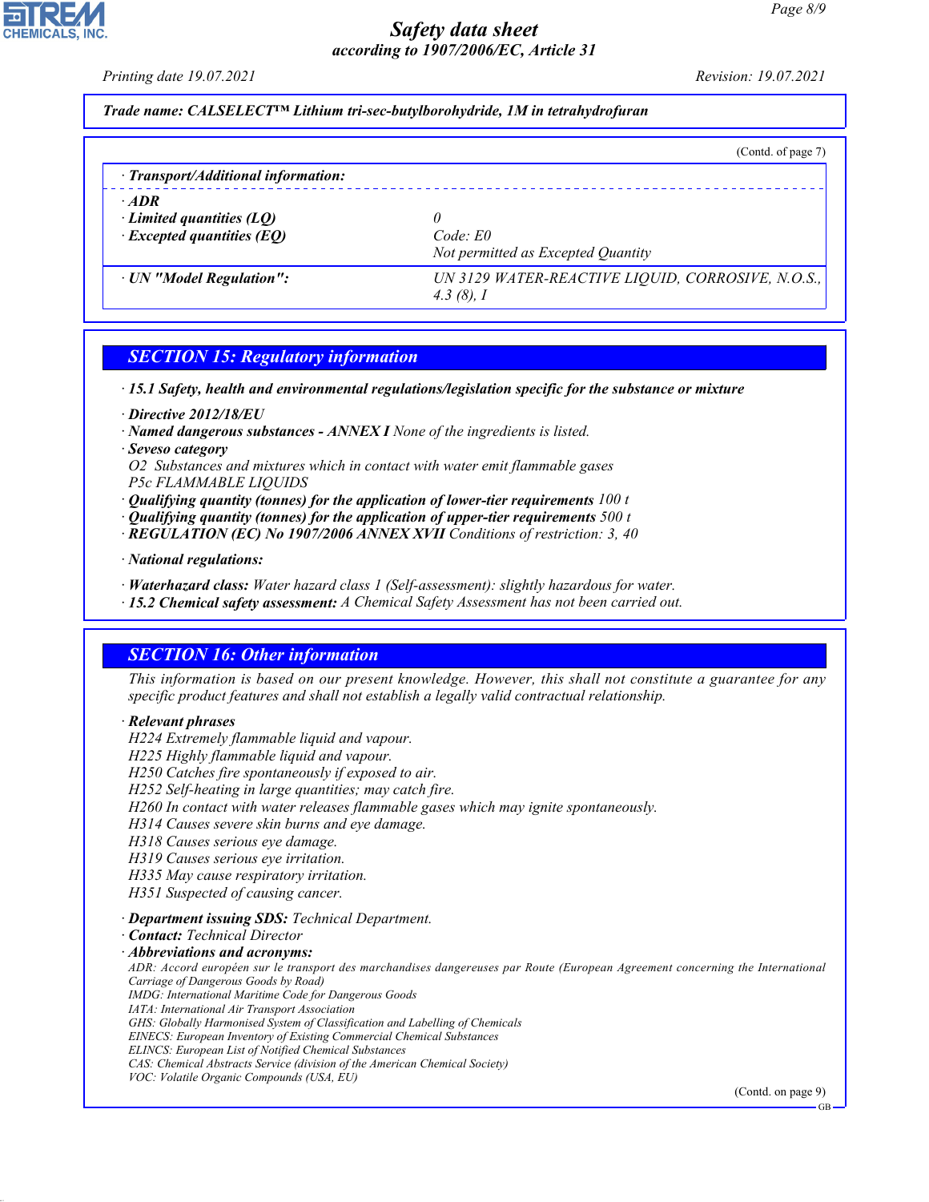Trade name: CALSELECT™ Lithium tri-sec-butylborohydride, 1M in tetrahydrofuran

(Contd. of page 7)

· **Transport/Additional information:**

| · **ADR** | |
|---|---|
| · **Limited quantities (LQ)** | 0 |
| · **Excepted quantities (EQ)** | Code: E0<br>Not permitted as Excepted Quantity |
| · **UN "Model Regulation":** | UN 3129 WATER-REACTIVE LIQUID, CORROSIVE, N.O.S., 4.3 (8), I |

## SECTION 15: Regulatory information

· **15.1 Safety, health and environmental regulations/legislation specific for the substance or mixture**

· **Directive 2012/18/EU**
· **Named dangerous substances - ANNEX I** None of the ingredients is listed.
· **Seveso category**
O2 Substances and mixtures which in contact with water emit flammable gases
P5c FLAMMABLE LIQUIDS
· **Qualifying quantity (tonnes) for the application of lower-tier requirements** 100 t
· **Qualifying quantity (tonnes) for the application of upper-tier requirements** 500 t
· **REGULATION (EC) No 1907/2006 ANNEX XVII** Conditions of restriction: 3, 40

· **National regulations:**

· **Waterhazard class:** Water hazard class 1 (Self-assessment): slightly hazardous for water.
· **15.2 Chemical safety assessment:** A Chemical Safety Assessment has not been carried out.

## SECTION 16: Other information

This information is based on our present knowledge. However, this shall not constitute a guarantee for any specific product features and shall not establish a legally valid contractual relationship.

· **Relevant phrases**
H224 Extremely flammable liquid and vapour.
H225 Highly flammable liquid and vapour.
H250 Catches fire spontaneously if exposed to air.
H252 Self-heating in large quantities; may catch fire.
H260 In contact with water releases flammable gases which may ignite spontaneously.
H314 Causes severe skin burns and eye damage.
H318 Causes serious eye damage.
H319 Causes serious eye irritation.
H335 May cause respiratory irritation.
H351 Suspected of causing cancer.

· **Department issuing SDS:** Technical Department.
· **Contact:** Technical Director
· **Abbreviations and acronyms:**
ADR: Accord européen sur le transport des marchandises dangereuses par Route (European Agreement concerning the International Carriage of Dangerous Goods by Road)
IMDG: International Maritime Code for Dangerous Goods
IATA: International Air Transport Association
GHS: Globally Harmonised System of Classification and Labelling of Chemicals
EINECS: European Inventory of Existing Commercial Chemical Substances
ELINCS: European List of Notified Chemical Substances
CAS: Chemical Abstracts Service (division of the American Chemical Society)
VOC: Volatile Organic Compounds (USA, EU)

(Contd. on page 9)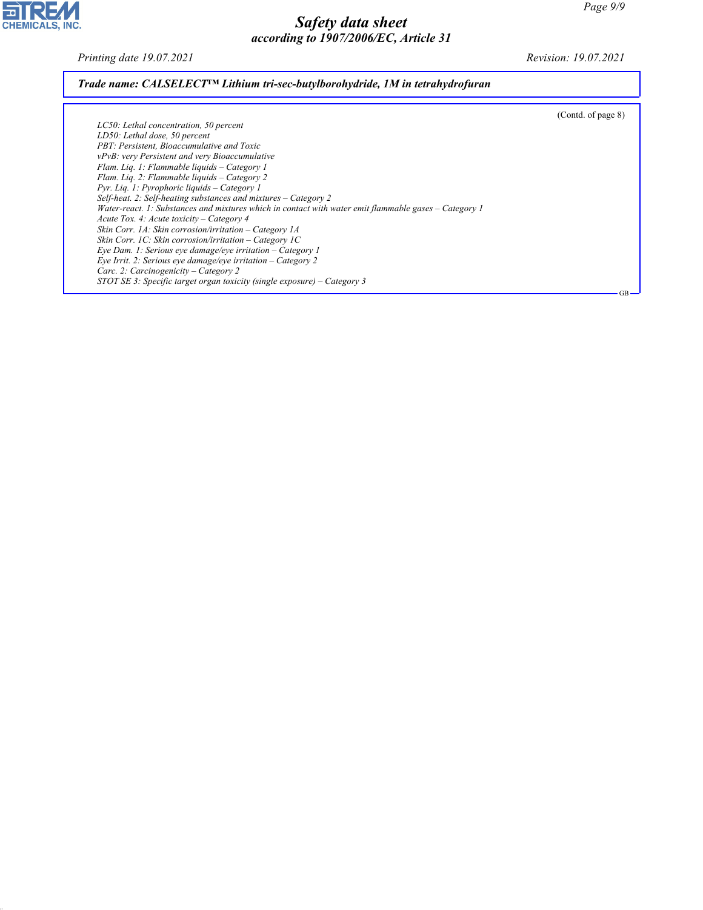**Trade name: CALSELECT™ Lithium tri-sec-butylborohydride, 1M in tetrahydrofuran**

(Contd. of page 8)

*LC50: Lethal concentration, 50 percent*
*LD50: Lethal dose, 50 percent*
*PBT: Persistent, Bioaccumulative and Toxic*
*vPvB: very Persistent and very Bioaccumulative*
*Flam. Liq. 1: Flammable liquids – Category 1*
*Flam. Liq. 2: Flammable liquids – Category 2*
*Pyr. Liq. 1: Pyrophoric liquids – Category 1*
*Self-heat. 2: Self-heating substances and mixtures – Category 2*
*Water-react. 1: Substances and mixtures which in contact with water emit flammable gases – Category 1*
*Acute Tox. 4: Acute toxicity – Category 4*
*Skin Corr. 1A: Skin corrosion/irritation – Category 1A*
*Skin Corr. 1C: Skin corrosion/irritation – Category 1C*
*Eye Dam. 1: Serious eye damage/eye irritation – Category 1*
*Eye Irrit. 2: Serious eye damage/eye irritation – Category 2*
*Carc. 2: Carcinogenicity – Category 2*
*STOT SE 3: Specific target organ toxicity (single exposure) – Category 3*